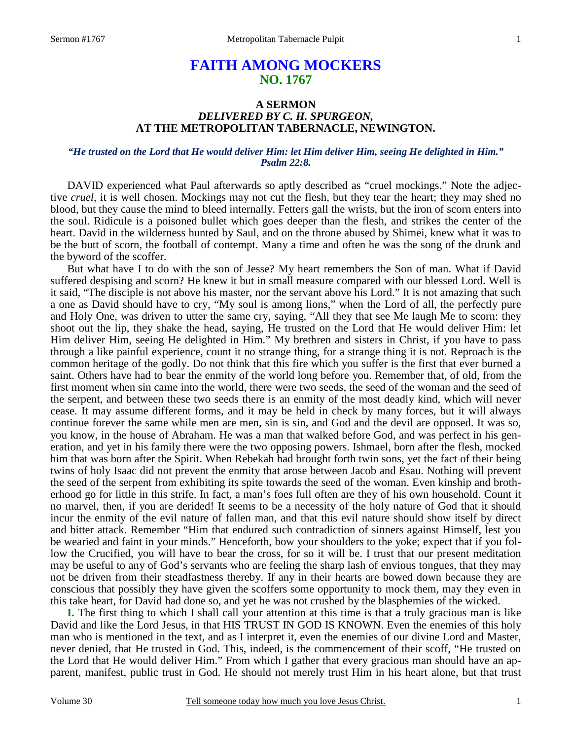# FAITH AMONG MOCKERS
## NO. 1767

### A SERMON
### *DELIVERED BY C. H. SPURGEON,*
### AT THE METROPOLITAN TABERNACLE, NEWINGTON.

***"He trusted on the Lord that He would deliver Him: let Him deliver Him, seeing He delighted in Him." Psalm 22:8.***

DAVID experienced what Paul afterwards so aptly described as "cruel mockings." Note the adjective *cruel*, it is well chosen. Mockings may not cut the flesh, but they tear the heart; they may shed no blood, but they cause the mind to bleed internally. Fetters gall the wrists, but the iron of scorn enters into the soul. Ridicule is a poisoned bullet which goes deeper than the flesh, and strikes the center of the heart. David in the wilderness hunted by Saul, and on the throne abused by Shimei, knew what it was to be the butt of scorn, the football of contempt. Many a time and often he was the song of the drunk and the byword of the scoffer.

But what have I to do with the son of Jesse? My heart remembers the Son of man. What if David suffered despising and scorn? He knew it but in small measure compared with our blessed Lord. Well is it said, "The disciple is not above his master, nor the servant above his Lord." It is not amazing that such a one as David should have to cry, "My soul is among lions," when the Lord of all, the perfectly pure and Holy One, was driven to utter the same cry, saying, "All they that see Me laugh Me to scorn: they shoot out the lip, they shake the head, saying, He trusted on the Lord that He would deliver Him: let Him deliver Him, seeing He delighted in Him." My brethren and sisters in Christ, if you have to pass through a like painful experience, count it no strange thing, for a strange thing it is not. Reproach is the common heritage of the godly. Do not think that this fire which you suffer is the first that ever burned a saint. Others have had to bear the enmity of the world long before you. Remember that, of old, from the first moment when sin came into the world, there were two seeds, the seed of the woman and the seed of the serpent, and between these two seeds there is an enmity of the most deadly kind, which will never cease. It may assume different forms, and it may be held in check by many forces, but it will always continue forever the same while men are men, sin is sin, and God and the devil are opposed. It was so, you know, in the house of Abraham. He was a man that walked before God, and was perfect in his generation, and yet in his family there were the two opposing powers. Ishmael, born after the flesh, mocked him that was born after the Spirit. When Rebekah had brought forth twin sons, yet the fact of their being twins of holy Isaac did not prevent the enmity that arose between Jacob and Esau. Nothing will prevent the seed of the serpent from exhibiting its spite towards the seed of the woman. Even kinship and brotherhood go for little in this strife. In fact, a man's foes full often are they of his own household. Count it no marvel, then, if you are derided! It seems to be a necessity of the holy nature of God that it should incur the enmity of the evil nature of fallen man, and that this evil nature should show itself by direct and bitter attack. Remember "Him that endured such contradiction of sinners against Himself, lest you be wearied and faint in your minds." Henceforth, bow your shoulders to the yoke; expect that if you follow the Crucified, you will have to bear the cross, for so it will be. I trust that our present meditation may be useful to any of God's servants who are feeling the sharp lash of envious tongues, that they may not be driven from their steadfastness thereby. If any in their hearts are bowed down because they are conscious that possibly they have given the scoffers some opportunity to mock them, may they even in this take heart, for David had done so, and yet he was not crushed by the blasphemies of the wicked.

**I.** The first thing to which I shall call your attention at this time is that a truly gracious man is like David and like the Lord Jesus, in that HIS TRUST IN GOD IS KNOWN. Even the enemies of this holy man who is mentioned in the text, and as I interpret it, even the enemies of our divine Lord and Master, never denied, that He trusted in God. This, indeed, is the commencement of their scoff, "He trusted on the Lord that He would deliver Him." From which I gather that every gracious man should have an apparent, manifest, public trust in God. He should not merely trust Him in his heart alone, but that trust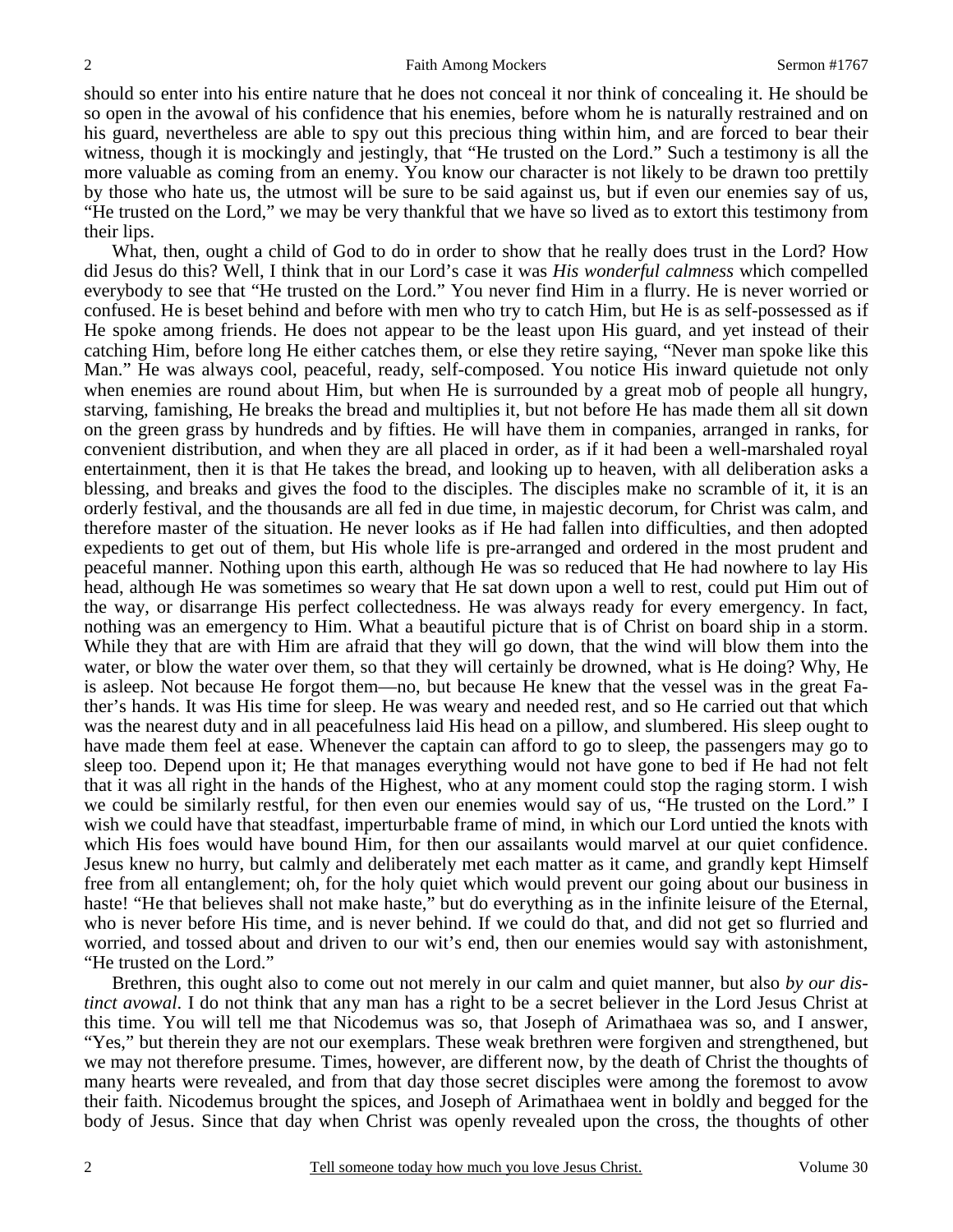should so enter into his entire nature that he does not conceal it nor think of concealing it. He should be so open in the avowal of his confidence that his enemies, before whom he is naturally restrained and on his guard, nevertheless are able to spy out this precious thing within him, and are forced to bear their witness, though it is mockingly and jestingly, that "He trusted on the Lord." Such a testimony is all the more valuable as coming from an enemy. You know our character is not likely to be drawn too prettily by those who hate us, the utmost will be sure to be said against us, but if even our enemies say of us, "He trusted on the Lord," we may be very thankful that we have so lived as to extort this testimony from their lips.

What, then, ought a child of God to do in order to show that he really does trust in the Lord? How did Jesus do this? Well, I think that in our Lord's case it was *His wonderful calmness* which compelled everybody to see that "He trusted on the Lord." You never find Him in a flurry. He is never worried or confused. He is beset behind and before with men who try to catch Him, but He is as self-possessed as if He spoke among friends. He does not appear to be the least upon His guard, and yet instead of their catching Him, before long He either catches them, or else they retire saying, "Never man spoke like this Man." He was always cool, peaceful, ready, self-composed. You notice His inward quietude not only when enemies are round about Him, but when He is surrounded by a great mob of people all hungry, starving, famishing, He breaks the bread and multiplies it, but not before He has made them all sit down on the green grass by hundreds and by fifties. He will have them in companies, arranged in ranks, for convenient distribution, and when they are all placed in order, as if it had been a well-marshaled royal entertainment, then it is that He takes the bread, and looking up to heaven, with all deliberation asks a blessing, and breaks and gives the food to the disciples. The disciples make no scramble of it, it is an orderly festival, and the thousands are all fed in due time, in majestic decorum, for Christ was calm, and therefore master of the situation. He never looks as if He had fallen into difficulties, and then adopted expedients to get out of them, but His whole life is pre-arranged and ordered in the most prudent and peaceful manner. Nothing upon this earth, although He was so reduced that He had nowhere to lay His head, although He was sometimes so weary that He sat down upon a well to rest, could put Him out of the way, or disarrange His perfect collectedness. He was always ready for every emergency. In fact, nothing was an emergency to Him. What a beautiful picture that is of Christ on board ship in a storm. While they that are with Him are afraid that they will go down, that the wind will blow them into the water, or blow the water over them, so that they will certainly be drowned, what is He doing? Why, He is asleep. Not because He forgot them—no, but because He knew that the vessel was in the great Father's hands. It was His time for sleep. He was weary and needed rest, and so He carried out that which was the nearest duty and in all peacefulness laid His head on a pillow, and slumbered. His sleep ought to have made them feel at ease. Whenever the captain can afford to go to sleep, the passengers may go to sleep too. Depend upon it; He that manages everything would not have gone to bed if He had not felt that it was all right in the hands of the Highest, who at any moment could stop the raging storm. I wish we could be similarly restful, for then even our enemies would say of us, "He trusted on the Lord." I wish we could have that steadfast, imperturbable frame of mind, in which our Lord untied the knots with which His foes would have bound Him, for then our assailants would marvel at our quiet confidence. Jesus knew no hurry, but calmly and deliberately met each matter as it came, and grandly kept Himself free from all entanglement; oh, for the holy quiet which would prevent our going about our business in haste! "He that believes shall not make haste," but do everything as in the infinite leisure of the Eternal, who is never before His time, and is never behind. If we could do that, and did not get so flurried and worried, and tossed about and driven to our wit's end, then our enemies would say with astonishment, "He trusted on the Lord."

Brethren, this ought also to come out not merely in our calm and quiet manner, but also *by our distinct avowal*. I do not think that any man has a right to be a secret believer in the Lord Jesus Christ at this time. You will tell me that Nicodemus was so, that Joseph of Arimathaea was so, and I answer, "Yes," but therein they are not our exemplars. These weak brethren were forgiven and strengthened, but we may not therefore presume. Times, however, are different now, by the death of Christ the thoughts of many hearts were revealed, and from that day those secret disciples were among the foremost to avow their faith. Nicodemus brought the spices, and Joseph of Arimathaea went in boldly and begged for the body of Jesus. Since that day when Christ was openly revealed upon the cross, the thoughts of other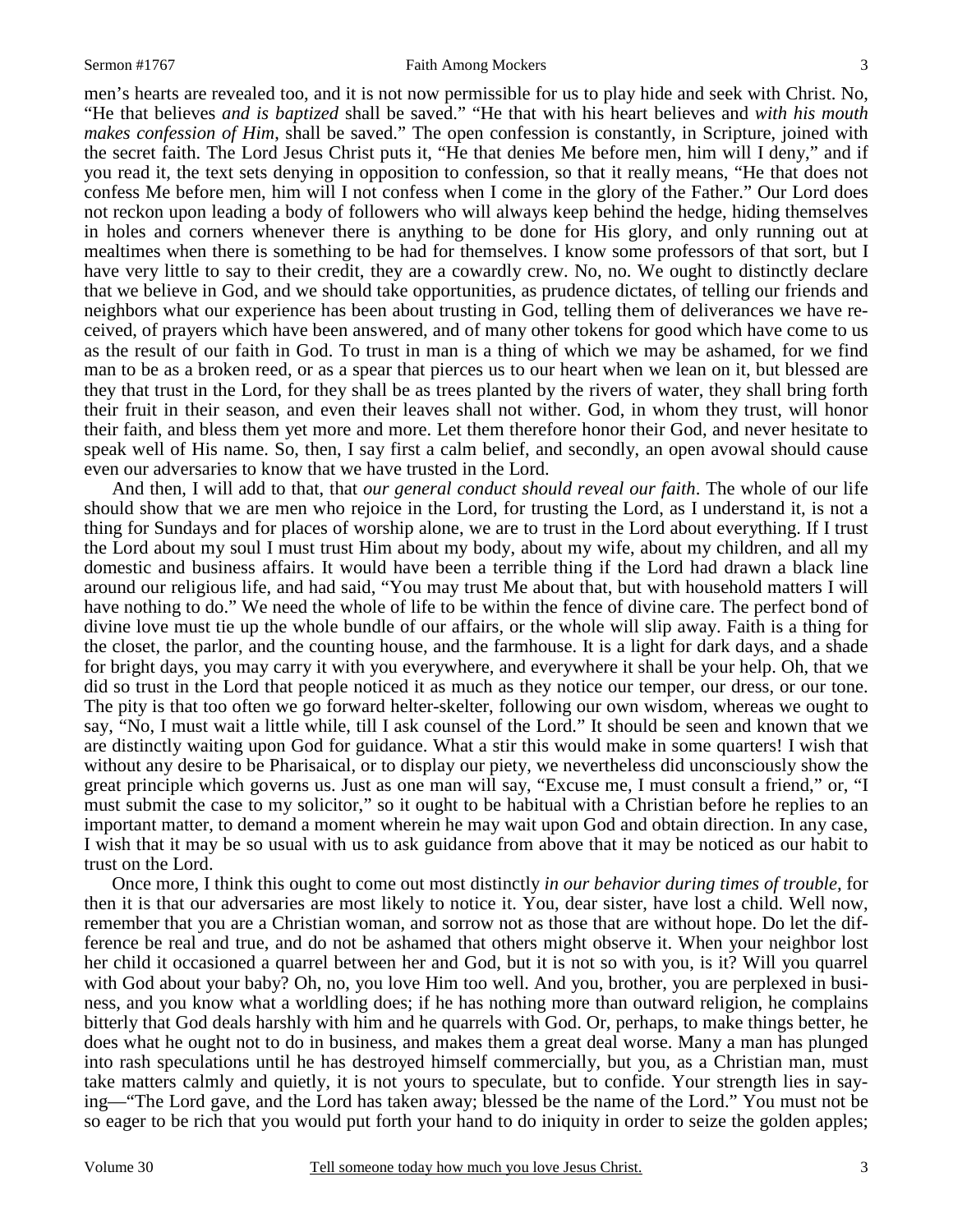men's hearts are revealed too, and it is not now permissible for us to play hide and seek with Christ. No, "He that believes *and is baptized* shall be saved." "He that with his heart believes and *with his mouth makes confession of Him*, shall be saved." The open confession is constantly, in Scripture, joined with the secret faith. The Lord Jesus Christ puts it, "He that denies Me before men, him will I deny," and if you read it, the text sets denying in opposition to confession, so that it really means, "He that does not confess Me before men, him will I not confess when I come in the glory of the Father." Our Lord does not reckon upon leading a body of followers who will always keep behind the hedge, hiding themselves in holes and corners whenever there is anything to be done for His glory, and only running out at mealtimes when there is something to be had for themselves. I know some professors of that sort, but I have very little to say to their credit, they are a cowardly crew. No, no. We ought to distinctly declare that we believe in God, and we should take opportunities, as prudence dictates, of telling our friends and neighbors what our experience has been about trusting in God, telling them of deliverances we have received, of prayers which have been answered, and of many other tokens for good which have come to us as the result of our faith in God. To trust in man is a thing of which we may be ashamed, for we find man to be as a broken reed, or as a spear that pierces us to our heart when we lean on it, but blessed are they that trust in the Lord, for they shall be as trees planted by the rivers of water, they shall bring forth their fruit in their season, and even their leaves shall not wither. God, in whom they trust, will honor their faith, and bless them yet more and more. Let them therefore honor their God, and never hesitate to speak well of His name. So, then, I say first a calm belief, and secondly, an open avowal should cause even our adversaries to know that we have trusted in the Lord.

And then, I will add to that, that *our general conduct should reveal our faith*. The whole of our life should show that we are men who rejoice in the Lord, for trusting the Lord, as I understand it, is not a thing for Sundays and for places of worship alone, we are to trust in the Lord about everything. If I trust the Lord about my soul I must trust Him about my body, about my wife, about my children, and all my domestic and business affairs. It would have been a terrible thing if the Lord had drawn a black line around our religious life, and had said, "You may trust Me about that, but with household matters I will have nothing to do." We need the whole of life to be within the fence of divine care. The perfect bond of divine love must tie up the whole bundle of our affairs, or the whole will slip away. Faith is a thing for the closet, the parlor, and the counting house, and the farmhouse. It is a light for dark days, and a shade for bright days, you may carry it with you everywhere, and everywhere it shall be your help. Oh, that we did so trust in the Lord that people noticed it as much as they notice our temper, our dress, or our tone. The pity is that too often we go forward helter-skelter, following our own wisdom, whereas we ought to say, "No, I must wait a little while, till I ask counsel of the Lord." It should be seen and known that we are distinctly waiting upon God for guidance. What a stir this would make in some quarters! I wish that without any desire to be Pharisaical, or to display our piety, we nevertheless did unconsciously show the great principle which governs us. Just as one man will say, "Excuse me, I must consult a friend," or, "I must submit the case to my solicitor," so it ought to be habitual with a Christian before he replies to an important matter, to demand a moment wherein he may wait upon God and obtain direction. In any case, I wish that it may be so usual with us to ask guidance from above that it may be noticed as our habit to trust on the Lord.

Once more, I think this ought to come out most distinctly *in our behavior during times of trouble,* for then it is that our adversaries are most likely to notice it. You, dear sister, have lost a child. Well now, remember that you are a Christian woman, and sorrow not as those that are without hope. Do let the difference be real and true, and do not be ashamed that others might observe it. When your neighbor lost her child it occasioned a quarrel between her and God, but it is not so with you, is it? Will you quarrel with God about your baby? Oh, no, you love Him too well. And you, brother, you are perplexed in business, and you know what a worldling does; if he has nothing more than outward religion, he complains bitterly that God deals harshly with him and he quarrels with God. Or, perhaps, to make things better, he does what he ought not to do in business, and makes them a great deal worse. Many a man has plunged into rash speculations until he has destroyed himself commercially, but you, as a Christian man, must take matters calmly and quietly, it is not yours to speculate, but to confide. Your strength lies in saying—"The Lord gave, and the Lord has taken away; blessed be the name of the Lord." You must not be so eager to be rich that you would put forth your hand to do iniquity in order to seize the golden apples;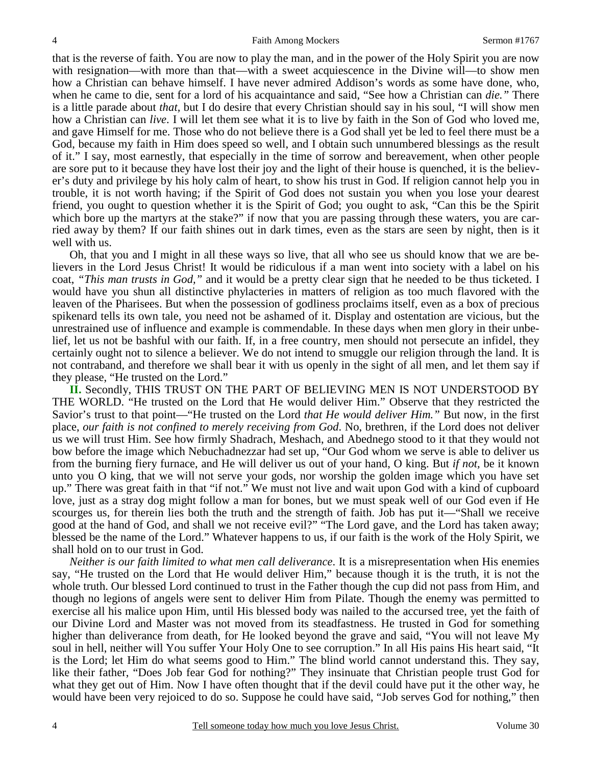that is the reverse of faith. You are now to play the man, and in the power of the Holy Spirit you are now with resignation—with more than that—with a sweet acquiescence in the Divine will—to show men how a Christian can behave himself. I have never admired Addison's words as some have done, who, when he came to die, sent for a lord of his acquaintance and said, "See how a Christian can *die."* There is a little parade about *that,* but I do desire that every Christian should say in his soul, "I will show men how a Christian can *live*. I will let them see what it is to live by faith in the Son of God who loved me, and gave Himself for me. Those who do not believe there is a God shall yet be led to feel there must be a God, because my faith in Him does speed so well, and I obtain such unnumbered blessings as the result of it." I say, most earnestly, that especially in the time of sorrow and bereavement, when other people are sore put to it because they have lost their joy and the light of their house is quenched, it is the believer's duty and privilege by his holy calm of heart, to show his trust in God. If religion cannot help you in trouble, it is not worth having; if the Spirit of God does not sustain you when you lose your dearest friend, you ought to question whether it is the Spirit of God; you ought to ask, "Can this be the Spirit which bore up the martyrs at the stake?" if now that you are passing through these waters, you are carried away by them? If our faith shines out in dark times, even as the stars are seen by night, then is it well with us.

Oh, that you and I might in all these ways so live, that all who see us should know that we are believers in the Lord Jesus Christ! It would be ridiculous if a man went into society with a label on his coat, *"This man trusts in God,"* and it would be a pretty clear sign that he needed to be thus ticketed. I would have you shun all distinctive phylacteries in matters of religion as too much flavored with the leaven of the Pharisees. But when the possession of godliness proclaims itself, even as a box of precious spikenard tells its own tale, you need not be ashamed of it. Display and ostentation are vicious, but the unrestrained use of influence and example is commendable. In these days when men glory in their unbelief, let us not be bashful with our faith. If, in a free country, men should not persecute an infidel, they certainly ought not to silence a believer. We do not intend to smuggle our religion through the land. It is not contraband, and therefore we shall bear it with us openly in the sight of all men, and let them say if they please, "He trusted on the Lord."

**II.** Secondly, THIS TRUST ON THE PART OF BELIEVING MEN IS NOT UNDERSTOOD BY THE WORLD. "He trusted on the Lord that He would deliver Him." Observe that they restricted the Savior's trust to that point—"He trusted on the Lord *that He would deliver Him."* But now, in the first place, *our faith is not confined to merely receiving from God*. No, brethren, if the Lord does not deliver us we will trust Him. See how firmly Shadrach, Meshach, and Abednego stood to it that they would not bow before the image which Nebuchadnezzar had set up, "Our God whom we serve is able to deliver us from the burning fiery furnace, and He will deliver us out of your hand, O king. But *if not,* be it known unto you O king, that we will not serve your gods, nor worship the golden image which you have set up." There was great faith in that "if not." We must not live and wait upon God with a kind of cupboard love, just as a stray dog might follow a man for bones, but we must speak well of our God even if He scourges us, for therein lies both the truth and the strength of faith. Job has put it—"Shall we receive good at the hand of God, and shall we not receive evil?" "The Lord gave, and the Lord has taken away; blessed be the name of the Lord." Whatever happens to us, if our faith is the work of the Holy Spirit, we shall hold on to our trust in God.

*Neither is our faith limited to what men call deliverance*. It is a misrepresentation when His enemies say, "He trusted on the Lord that He would deliver Him," because though it is the truth, it is not the whole truth. Our blessed Lord continued to trust in the Father though the cup did not pass from Him, and though no legions of angels were sent to deliver Him from Pilate. Though the enemy was permitted to exercise all his malice upon Him, until His blessed body was nailed to the accursed tree, yet the faith of our Divine Lord and Master was not moved from its steadfastness. He trusted in God for something higher than deliverance from death, for He looked beyond the grave and said, "You will not leave My soul in hell, neither will You suffer Your Holy One to see corruption." In all His pains His heart said, "It is the Lord; let Him do what seems good to Him." The blind world cannot understand this. They say, like their father, "Does Job fear God for nothing?" They insinuate that Christian people trust God for what they get out of Him. Now I have often thought that if the devil could have put it the other way, he would have been very rejoiced to do so. Suppose he could have said, "Job serves God for nothing," then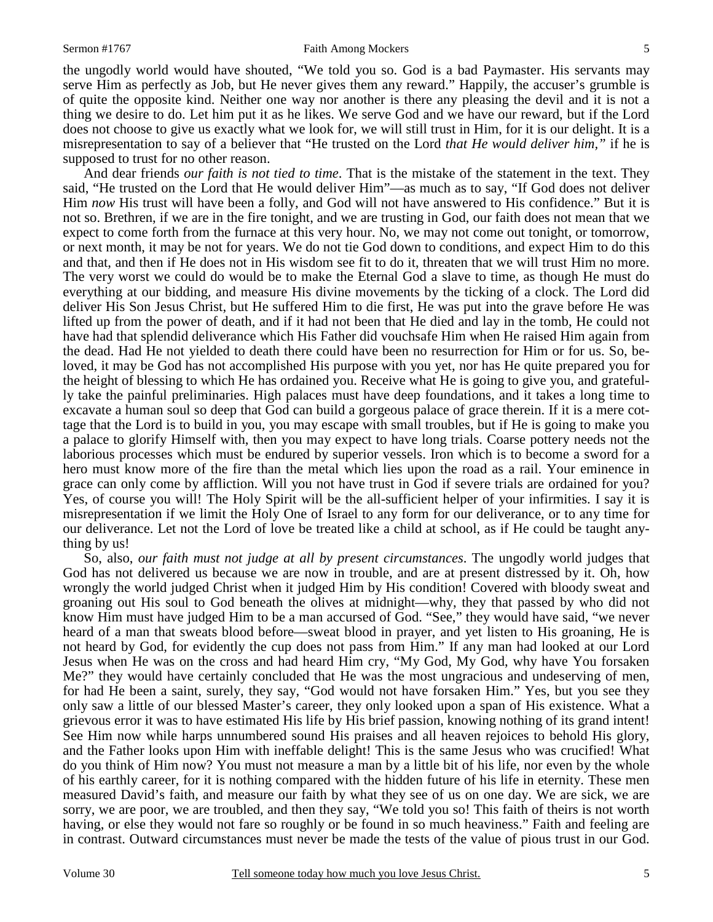the ungodly world would have shouted, "We told you so. God is a bad Paymaster. His servants may serve Him as perfectly as Job, but He never gives them any reward." Happily, the accuser's grumble is of quite the opposite kind. Neither one way nor another is there any pleasing the devil and it is not a thing we desire to do. Let him put it as he likes. We serve God and we have our reward, but if the Lord does not choose to give us exactly what we look for, we will still trust in Him, for it is our delight. It is a misrepresentation to say of a believer that "He trusted on the Lord *that He would deliver him,"* if he is supposed to trust for no other reason.

And dear friends *our faith is not tied to time*. That is the mistake of the statement in the text. They said, "He trusted on the Lord that He would deliver Him"—as much as to say, "If God does not deliver Him *now* His trust will have been a folly, and God will not have answered to His confidence." But it is not so. Brethren, if we are in the fire tonight, and we are trusting in God, our faith does not mean that we expect to come forth from the furnace at this very hour. No, we may not come out tonight, or tomorrow, or next month, it may be not for years. We do not tie God down to conditions, and expect Him to do this and that, and then if He does not in His wisdom see fit to do it, threaten that we will trust Him no more. The very worst we could do would be to make the Eternal God a slave to time, as though He must do everything at our bidding, and measure His divine movements by the ticking of a clock. The Lord did deliver His Son Jesus Christ, but He suffered Him to die first, He was put into the grave before He was lifted up from the power of death, and if it had not been that He died and lay in the tomb, He could not have had that splendid deliverance which His Father did vouchsafe Him when He raised Him again from the dead. Had He not yielded to death there could have been no resurrection for Him or for us. So, beloved, it may be God has not accomplished His purpose with you yet, nor has He quite prepared you for the height of blessing to which He has ordained you. Receive what He is going to give you, and gratefully take the painful preliminaries. High palaces must have deep foundations, and it takes a long time to excavate a human soul so deep that God can build a gorgeous palace of grace therein. If it is a mere cottage that the Lord is to build in you, you may escape with small troubles, but if He is going to make you a palace to glorify Himself with, then you may expect to have long trials. Coarse pottery needs not the laborious processes which must be endured by superior vessels. Iron which is to become a sword for a hero must know more of the fire than the metal which lies upon the road as a rail. Your eminence in grace can only come by affliction. Will you not have trust in God if severe trials are ordained for you? Yes, of course you will! The Holy Spirit will be the all-sufficient helper of your infirmities. I say it is misrepresentation if we limit the Holy One of Israel to any form for our deliverance, or to any time for our deliverance. Let not the Lord of love be treated like a child at school, as if He could be taught anything by us!

So, also, *our faith must not judge at all by present circumstances*. The ungodly world judges that God has not delivered us because we are now in trouble, and are at present distressed by it. Oh, how wrongly the world judged Christ when it judged Him by His condition! Covered with bloody sweat and groaning out His soul to God beneath the olives at midnight—why, they that passed by who did not know Him must have judged Him to be a man accursed of God. "See," they would have said, "we never heard of a man that sweats blood before—sweat blood in prayer, and yet listen to His groaning, He is not heard by God, for evidently the cup does not pass from Him." If any man had looked at our Lord Jesus when He was on the cross and had heard Him cry, "My God, My God, why have You forsaken Me?" they would have certainly concluded that He was the most ungracious and undeserving of men, for had He been a saint, surely, they say, "God would not have forsaken Him." Yes, but you see they only saw a little of our blessed Master's career, they only looked upon a span of His existence. What a grievous error it was to have estimated His life by His brief passion, knowing nothing of its grand intent! See Him now while harps unnumbered sound His praises and all heaven rejoices to behold His glory, and the Father looks upon Him with ineffable delight! This is the same Jesus who was crucified! What do you think of Him now? You must not measure a man by a little bit of his life, nor even by the whole of his earthly career, for it is nothing compared with the hidden future of his life in eternity. These men measured David's faith, and measure our faith by what they see of us on one day. We are sick, we are sorry, we are poor, we are troubled, and then they say, "We told you so! This faith of theirs is not worth having, or else they would not fare so roughly or be found in so much heaviness." Faith and feeling are in contrast. Outward circumstances must never be made the tests of the value of pious trust in our God.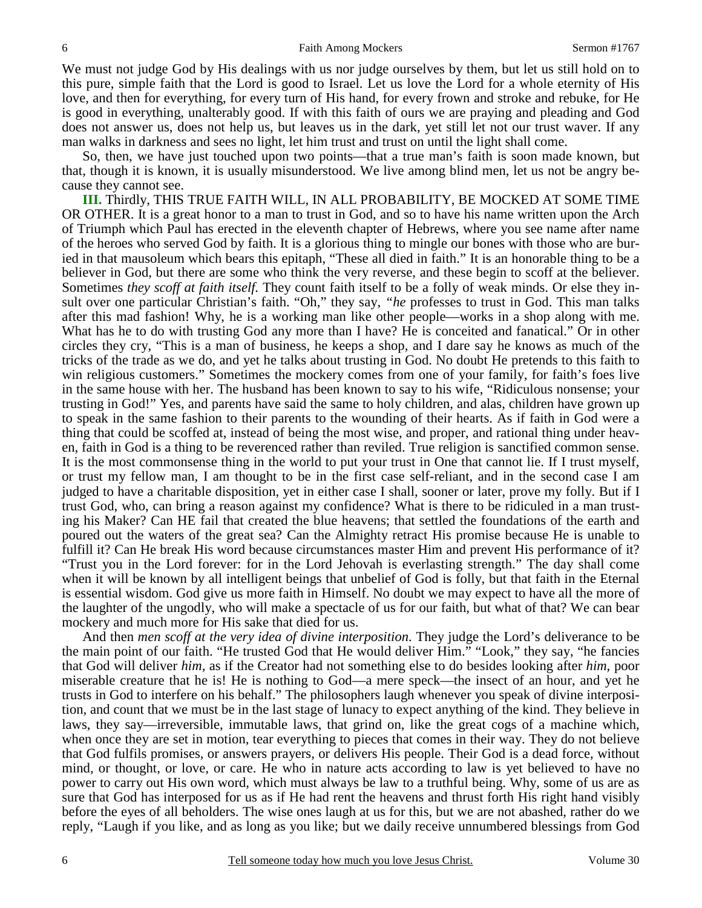We must not judge God by His dealings with us nor judge ourselves by them, but let us still hold on to this pure, simple faith that the Lord is good to Israel. Let us love the Lord for a whole eternity of His love, and then for everything, for every turn of His hand, for every frown and stroke and rebuke, for He is good in everything, unalterably good. If with this faith of ours we are praying and pleading and God does not answer us, does not help us, but leaves us in the dark, yet still let not our trust waver. If any man walks in darkness and sees no light, let him trust and trust on until the light shall come.

So, then, we have just touched upon two points—that a true man's faith is soon made known, but that, though it is known, it is usually misunderstood. We live among blind men, let us not be angry because they cannot see.

**III.** Thirdly, THIS TRUE FAITH WILL, IN ALL PROBABILITY, BE MOCKED AT SOME TIME OR OTHER. It is a great honor to a man to trust in God, and so to have his name written upon the Arch of Triumph which Paul has erected in the eleventh chapter of Hebrews, where you see name after name of the heroes who served God by faith. It is a glorious thing to mingle our bones with those who are buried in that mausoleum which bears this epitaph, "These all died in faith." It is an honorable thing to be a believer in God, but there are some who think the very reverse, and these begin to scoff at the believer. Sometimes *they scoff at faith itself.* They count faith itself to be a folly of weak minds. Or else they insult over one particular Christian's faith. "Oh," they say, *"he* professes to trust in God. This man talks after this mad fashion! Why, he is a working man like other people—works in a shop along with me. What has he to do with trusting God any more than I have? He is conceited and fanatical." Or in other circles they cry, "This is a man of business, he keeps a shop, and I dare say he knows as much of the tricks of the trade as we do, and yet he talks about trusting in God. No doubt He pretends to this faith to win religious customers." Sometimes the mockery comes from one of your family, for faith's foes live in the same house with her. The husband has been known to say to his wife, "Ridiculous nonsense; your trusting in God!" Yes, and parents have said the same to holy children, and alas, children have grown up to speak in the same fashion to their parents to the wounding of their hearts. As if faith in God were a thing that could be scoffed at, instead of being the most wise, and proper, and rational thing under heaven, faith in God is a thing to be reverenced rather than reviled. True religion is sanctified common sense. It is the most commonsense thing in the world to put your trust in One that cannot lie. If I trust myself, or trust my fellow man, I am thought to be in the first case self-reliant, and in the second case I am judged to have a charitable disposition, yet in either case I shall, sooner or later, prove my folly. But if I trust God, who, can bring a reason against my confidence? What is there to be ridiculed in a man trusting his Maker? Can HE fail that created the blue heavens; that settled the foundations of the earth and poured out the waters of the great sea? Can the Almighty retract His promise because He is unable to fulfill it? Can He break His word because circumstances master Him and prevent His performance of it? "Trust you in the Lord forever: for in the Lord Jehovah is everlasting strength." The day shall come when it will be known by all intelligent beings that unbelief of God is folly, but that faith in the Eternal is essential wisdom. God give us more faith in Himself. No doubt we may expect to have all the more of the laughter of the ungodly, who will make a spectacle of us for our faith, but what of that? We can bear mockery and much more for His sake that died for us.

And then *men scoff at the very idea of divine interposition.* They judge the Lord's deliverance to be the main point of our faith. "He trusted God that He would deliver Him." "Look," they say, "he fancies that God will deliver *him,* as if the Creator had not something else to do besides looking after *him,* poor miserable creature that he is! He is nothing to God—a mere speck—the insect of an hour, and yet he trusts in God to interfere on his behalf." The philosophers laugh whenever you speak of divine interposition, and count that we must be in the last stage of lunacy to expect anything of the kind. They believe in laws, they say—irreversible, immutable laws, that grind on, like the great cogs of a machine which, when once they are set in motion, tear everything to pieces that comes in their way. They do not believe that God fulfils promises, or answers prayers, or delivers His people. Their God is a dead force, without mind, or thought, or love, or care. He who in nature acts according to law is yet believed to have no power to carry out His own word, which must always be law to a truthful being. Why, some of us are as sure that God has interposed for us as if He had rent the heavens and thrust forth His right hand visibly before the eyes of all beholders. The wise ones laugh at us for this, but we are not abashed, rather do we reply, "Laugh if you like, and as long as you like; but we daily receive unnumbered blessings from God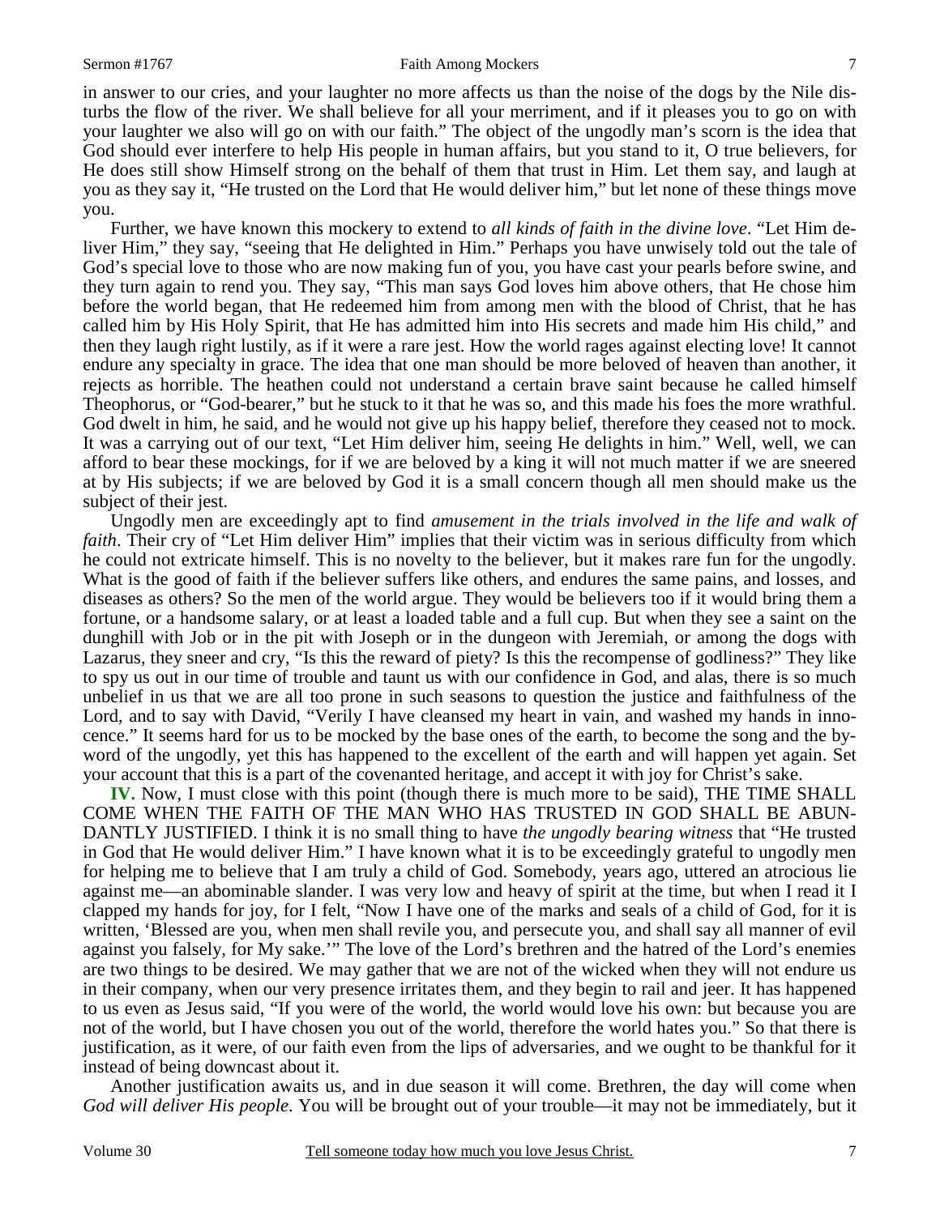in answer to our cries, and your laughter no more affects us than the noise of the dogs by the Nile disturbs the flow of the river. We shall believe for all your merriment, and if it pleases you to go on with your laughter we also will go on with our faith." The object of the ungodly man's scorn is the idea that God should ever interfere to help His people in human affairs, but you stand to it, O true believers, for He does still show Himself strong on the behalf of them that trust in Him. Let them say, and laugh at you as they say it, "He trusted on the Lord that He would deliver him," but let none of these things move you.

Further, we have known this mockery to extend to *all kinds of faith in the divine love*. "Let Him deliver Him," they say, "seeing that He delighted in Him." Perhaps you have unwisely told out the tale of God's special love to those who are now making fun of you, you have cast your pearls before swine, and they turn again to rend you. They say, "This man says God loves him above others, that He chose him before the world began, that He redeemed him from among men with the blood of Christ, that he has called him by His Holy Spirit, that He has admitted him into His secrets and made him His child," and then they laugh right lustily, as if it were a rare jest. How the world rages against electing love! It cannot endure any specialty in grace. The idea that one man should be more beloved of heaven than another, it rejects as horrible. The heathen could not understand a certain brave saint because he called himself Theophorus, or "God-bearer," but he stuck to it that he was so, and this made his foes the more wrathful. God dwelt in him, he said, and he would not give up his happy belief, therefore they ceased not to mock. It was a carrying out of our text, "Let Him deliver him, seeing He delights in him." Well, well, we can afford to bear these mockings, for if we are beloved by a king it will not much matter if we are sneered at by His subjects; if we are beloved by God it is a small concern though all men should make us the subject of their jest.

Ungodly men are exceedingly apt to find *amusement in the trials involved in the life and walk of faith*. Their cry of "Let Him deliver Him" implies that their victim was in serious difficulty from which he could not extricate himself. This is no novelty to the believer, but it makes rare fun for the ungodly. What is the good of faith if the believer suffers like others, and endures the same pains, and losses, and diseases as others? So the men of the world argue. They would be believers too if it would bring them a fortune, or a handsome salary, or at least a loaded table and a full cup. But when they see a saint on the dunghill with Job or in the pit with Joseph or in the dungeon with Jeremiah, or among the dogs with Lazarus, they sneer and cry, "Is this the reward of piety? Is this the recompense of godliness?" They like to spy us out in our time of trouble and taunt us with our confidence in God, and alas, there is so much unbelief in us that we are all too prone in such seasons to question the justice and faithfulness of the Lord, and to say with David, "Verily I have cleansed my heart in vain, and washed my hands in innocence." It seems hard for us to be mocked by the base ones of the earth, to become the song and the byword of the ungodly, yet this has happened to the excellent of the earth and will happen yet again. Set your account that this is a part of the covenanted heritage, and accept it with joy for Christ's sake.

**IV.** Now, I must close with this point (though there is much more to be said), THE TIME SHALL COME WHEN THE FAITH OF THE MAN WHO HAS TRUSTED IN GOD SHALL BE ABUNDANTLY JUSTIFIED. I think it is no small thing to have *the ungodly bearing witness* that "He trusted in God that He would deliver Him." I have known what it is to be exceedingly grateful to ungodly men for helping me to believe that I am truly a child of God. Somebody, years ago, uttered an atrocious lie against me—an abominable slander. I was very low and heavy of spirit at the time, but when I read it I clapped my hands for joy, for I felt, "Now I have one of the marks and seals of a child of God, for it is written, 'Blessed are you, when men shall revile you, and persecute you, and shall say all manner of evil against you falsely, for My sake.'" The love of the Lord's brethren and the hatred of the Lord's enemies are two things to be desired. We may gather that we are not of the wicked when they will not endure us in their company, when our very presence irritates them, and they begin to rail and jeer. It has happened to us even as Jesus said, "If you were of the world, the world would love his own: but because you are not of the world, but I have chosen you out of the world, therefore the world hates you." So that there is justification, as it were, of our faith even from the lips of adversaries, and we ought to be thankful for it instead of being downcast about it.

Another justification awaits us, and in due season it will come. Brethren, the day will come when *God will deliver His people*. You will be brought out of your trouble—it may not be immediately, but it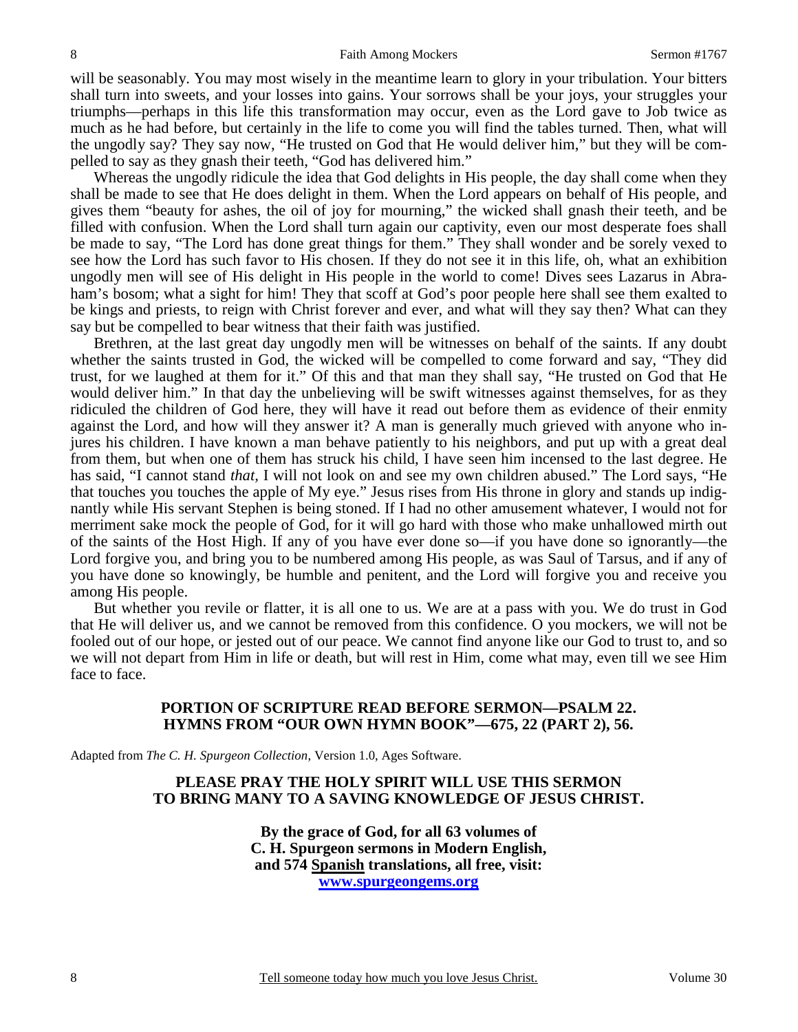will be seasonably. You may most wisely in the meantime learn to glory in your tribulation. Your bitters shall turn into sweets, and your losses into gains. Your sorrows shall be your joys, your struggles your triumphs—perhaps in this life this transformation may occur, even as the Lord gave to Job twice as much as he had before, but certainly in the life to come you will find the tables turned. Then, what will the ungodly say? They say now, "He trusted on God that He would deliver him," but they will be compelled to say as they gnash their teeth, "God has delivered him."

Whereas the ungodly ridicule the idea that God delights in His people, the day shall come when they shall be made to see that He does delight in them. When the Lord appears on behalf of His people, and gives them "beauty for ashes, the oil of joy for mourning," the wicked shall gnash their teeth, and be filled with confusion. When the Lord shall turn again our captivity, even our most desperate foes shall be made to say, "The Lord has done great things for them." They shall wonder and be sorely vexed to see how the Lord has such favor to His chosen. If they do not see it in this life, oh, what an exhibition ungodly men will see of His delight in His people in the world to come! Dives sees Lazarus in Abraham's bosom; what a sight for him! They that scoff at God's poor people here shall see them exalted to be kings and priests, to reign with Christ forever and ever, and what will they say then? What can they say but be compelled to bear witness that their faith was justified.

Brethren, at the last great day ungodly men will be witnesses on behalf of the saints. If any doubt whether the saints trusted in God, the wicked will be compelled to come forward and say, "They did trust, for we laughed at them for it." Of this and that man they shall say, "He trusted on God that He would deliver him." In that day the unbelieving will be swift witnesses against themselves, for as they ridiculed the children of God here, they will have it read out before them as evidence of their enmity against the Lord, and how will they answer it? A man is generally much grieved with anyone who injures his children. I have known a man behave patiently to his neighbors, and put up with a great deal from them, but when one of them has struck his child, I have seen him incensed to the last degree. He has said, "I cannot stand *that,* I will not look on and see my own children abused." The Lord says, "He that touches you touches the apple of My eye." Jesus rises from His throne in glory and stands up indignantly while His servant Stephen is being stoned. If I had no other amusement whatever, I would not for merriment sake mock the people of God, for it will go hard with those who make unhallowed mirth out of the saints of the Host High. If any of you have ever done so—if you have done so ignorantly—the Lord forgive you, and bring you to be numbered among His people, as was Saul of Tarsus, and if any of you have done so knowingly, be humble and penitent, and the Lord will forgive you and receive you among His people.

But whether you revile or flatter, it is all one to us. We are at a pass with you. We do trust in God that He will deliver us, and we cannot be removed from this confidence. O you mockers, we will not be fooled out of our hope, or jested out of our peace. We cannot find anyone like our God to trust to, and so we will not depart from Him in life or death, but will rest in Him, come what may, even till we see Him face to face.

**PORTION OF SCRIPTURE READ BEFORE SERMON—PSALM 22.**
**HYMNS FROM "OUR OWN HYMN BOOK"—675, 22 (PART 2), 56.**

Adapted from *The C. H. Spurgeon Collection*, Version 1.0, Ages Software.

**PLEASE PRAY THE HOLY SPIRIT WILL USE THIS SERMON TO BRING MANY TO A SAVING KNOWLEDGE OF JESUS CHRIST.**

**By the grace of God, for all 63 volumes of C. H. Spurgeon sermons in Modern English, and 574 Spanish translations, all free, visit: www.spurgeongems.org**